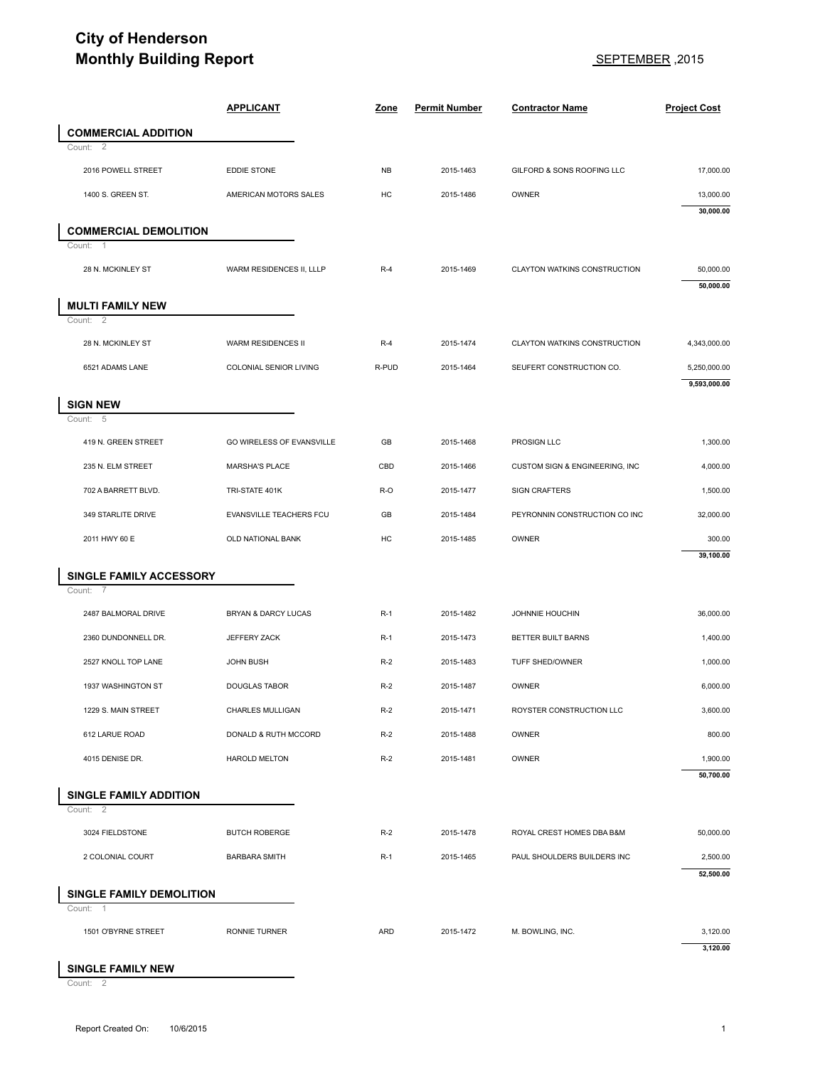# City of Henderson
# Monthly Building Report

SEPTEMBER ,2015

| | APPLICANT | Zone | Permit Number | Contractor Name | Project Cost |
|---|---|---|---|---|---|
| **COMMERCIAL ADDITION** | | | | | |
| Count: 2 | | | | | |
| 2016 POWELL STREET | EDDIE STONE | NB | 2015-1463 | GILFORD & SONS ROOFING LLC | 17,000.00 |
| 1400 S. GREEN ST. | AMERICAN MOTORS SALES | HC | 2015-1486 | OWNER | 13,000.00 |
| | | | | | **30,000.00** |
| **COMMERCIAL DEMOLITION** | | | | | |
| Count: 1 | | | | | |
| 28 N. MCKINLEY ST | WARM RESIDENCES II, LLLP | R-4 | 2015-1469 | CLAYTON WATKINS CONSTRUCTION | 50,000.00 |
| | | | | | **50,000.00** |
| **MULTI FAMILY NEW** | | | | | |
| Count: 2 | | | | | |
| 28 N. MCKINLEY ST | WARM RESIDENCES II | R-4 | 2015-1474 | CLAYTON WATKINS CONSTRUCTION | 4,343,000.00 |
| 6521 ADAMS LANE | COLONIAL SENIOR LIVING | R-PUD | 2015-1464 | SEUFERT CONSTRUCTION CO. | 5,250,000.00 |
| | | | | | **9,593,000.00** |
| **SIGN NEW** | | | | | |
| Count: 5 | | | | | |
| 419 N. GREEN STREET | GO WIRELESS OF EVANSVILLE | GB | 2015-1468 | PROSIGN LLC | 1,300.00 |
| 235 N. ELM STREET | MARSHA'S PLACE | CBD | 2015-1466 | CUSTOM SIGN & ENGINEERING, INC | 4,000.00 |
| 702 A BARRETT BLVD. | TRI-STATE 401K | R-O | 2015-1477 | SIGN CRAFTERS | 1,500.00 |
| 349 STARLITE DRIVE | EVANSVILLE TEACHERS FCU | GB | 2015-1484 | PEYRONNIN CONSTRUCTION CO INC | 32,000.00 |
| 2011 HWY 60 E | OLD NATIONAL BANK | HC | 2015-1485 | OWNER | 300.00 |
| | | | | | **39,100.00** |
| **SINGLE FAMILY ACCESSORY** | | | | | |
| Count: 7 | | | | | |
| 2487 BALMORAL DRIVE | BRYAN & DARCY LUCAS | R-1 | 2015-1482 | JOHNNIE HOUCHIN | 36,000.00 |
| 2360 DUNDONNELL DR. | JEFFERY ZACK | R-1 | 2015-1473 | BETTER BUILT BARNS | 1,400.00 |
| 2527 KNOLL TOP LANE | JOHN BUSH | R-2 | 2015-1483 | TUFF SHED/OWNER | 1,000.00 |
| 1937 WASHINGTON ST | DOUGLAS TABOR | R-2 | 2015-1487 | OWNER | 6,000.00 |
| 1229 S. MAIN STREET | CHARLES MULLIGAN | R-2 | 2015-1471 | ROYSTER CONSTRUCTION LLC | 3,600.00 |
| 612 LARUE ROAD | DONALD & RUTH MCCORD | R-2 | 2015-1488 | OWNER | 800.00 |
| 4015 DENISE DR. | HAROLD MELTON | R-2 | 2015-1481 | OWNER | 1,900.00 |
| | | | | | **50,700.00** |
| **SINGLE FAMILY ADDITION** | | | | | |
| Count: 2 | | | | | |
| 3024 FIELDSTONE | BUTCH ROBERGE | R-2 | 2015-1478 | ROYAL CREST HOMES DBA B&M | 50,000.00 |
| 2 COLONIAL COURT | BARBARA SMITH | R-1 | 2015-1465 | PAUL SHOULDERS BUILDERS INC | 2,500.00 |
| | | | | | **52,500.00** |
| **SINGLE FAMILY DEMOLITION** | | | | | |
| Count: 1 | | | | | |
| 1501 O'BYRNE STREET | RONNIE TURNER | ARD | 2015-1472 | M. BOWLING, INC. | 3,120.00 |
| | | | | | **3,120.00** |
| **SINGLE FAMILY NEW** | | | | | |
| Count: 2 | | | | | |

Report Created On: 10/6/2015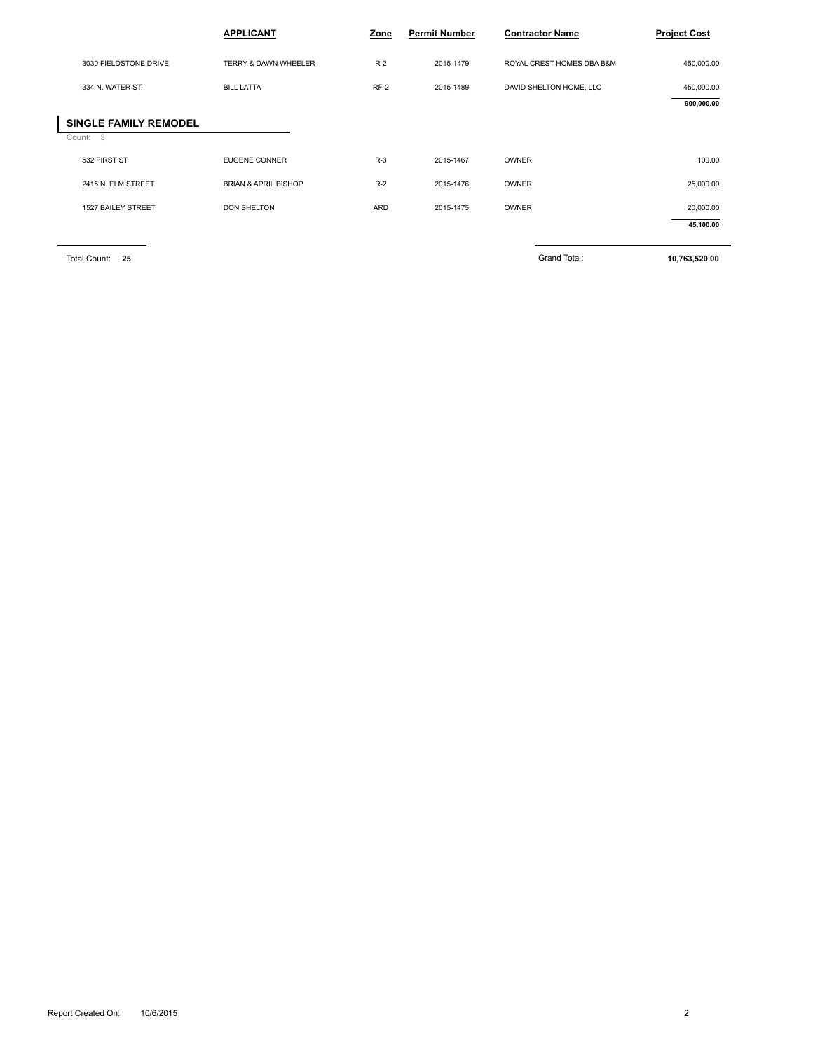| | APPLICANT | Zone | Permit Number | Contractor Name | Project Cost |
|---|---|---|---|---|---|
| 3030 FIELDSTONE DRIVE | TERRY & DAWN WHEELER | R-2 | 2015-1479 | ROYAL CREST HOMES DBA B&M | 450,000.00 |
| 334 N. WATER ST. | BILL LATTA | RF-2 | 2015-1489 | DAVID SHELTON HOME, LLC | 450,000.00 |
| | | | | | **900,000.00** |

## SINGLE FAMILY REMODEL

Count: 3

| | | | | | |
|---|---|---|---|---|---|
| 532 FIRST ST | EUGENE CONNER | R-3 | 2015-1467 | OWNER | 100.00 |
| 2415 N. ELM STREET | BRIAN & APRIL BISHOP | R-2 | 2015-1476 | OWNER | 25,000.00 |
| 1527 BAILEY STREET | DON SHELTON | ARD | 2015-1475 | OWNER | 20,000.00 |
| | | | | | **45,100.00** |

Total Count: **25**

Grand Total: **10,763,520.00**

Report Created On: 10/6/2015